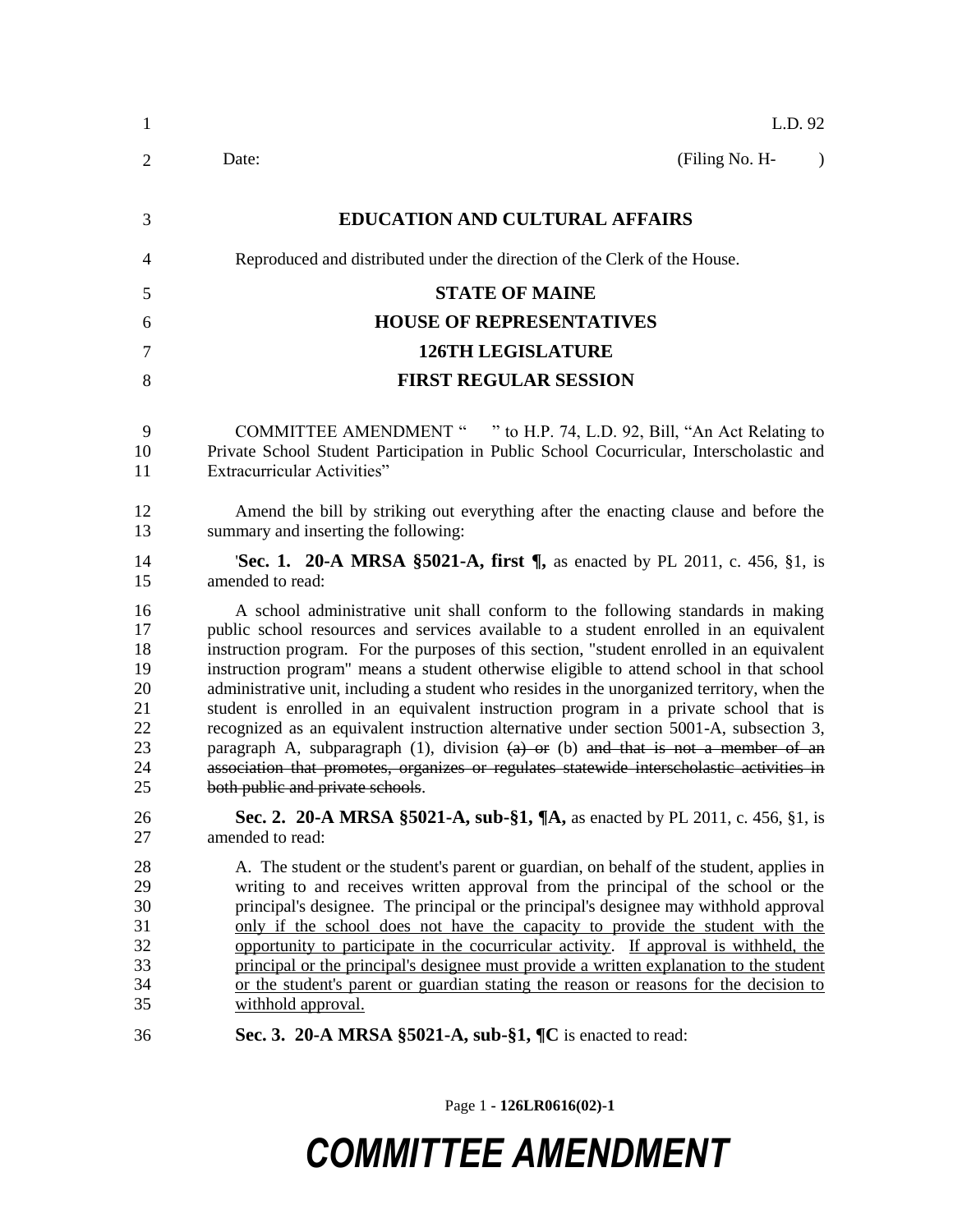L.D. 92

Date: (Filing No. H- )

**EDUCATION AND CULTURAL AFFAIRS**

Reproduced and distributed under the direction of the Clerk of the House.

**STATE OF MAINE**

**HOUSE OF REPRESENTATIVES**

**126TH LEGISLATURE**

**FIRST REGULAR SESSION**

COMMITTEE AMENDMENT " " to H.P. 74, L.D. 92, Bill, "An Act Relating to Private School Student Participation in Public School Cocurricular, Interscholastic and Extracurricular Activities"

Amend the bill by striking out everything after the enacting clause and before the summary and inserting the following:

'**Sec. 1. 20-A MRSA §5021-A, first ¶,** as enacted by PL 2011, c. 456, §1, is amended to read:

A school administrative unit shall conform to the following standards in making public school resources and services available to a student enrolled in an equivalent instruction program. For the purposes of this section, "student enrolled in an equivalent instruction program" means a student otherwise eligible to attend school in that school administrative unit, including a student who resides in the unorganized territory, when the student is enrolled in an equivalent instruction program in a private school that is recognized as an equivalent instruction alternative under section 5001-A, subsection 3, paragraph A, subparagraph (1), division ~~(a) or~~ (b) ~~and that is not a member of an association that promotes, organizes or regulates statewide interscholastic activities in both public and private schools~~.

**Sec. 2. 20-A MRSA §5021-A, sub-§1, ¶A,** as enacted by PL 2011, c. 456, §1, is amended to read:

A. The student or the student's parent or guardian, on behalf of the student, applies in writing to and receives written approval from the principal of the school or the principal's designee. The principal or the principal's designee may withhold approval <u>only if the school does not have the capacity to provide the student with the opportunity to participate in the cocurricular activity</u>. <u>If approval is withheld, the principal or the principal's designee must provide a written explanation to the student or the student's parent or guardian stating the reason or reasons for the decision to withhold approval.</u>

**Sec. 3. 20-A MRSA §5021-A, sub-§1, ¶C** is enacted to read: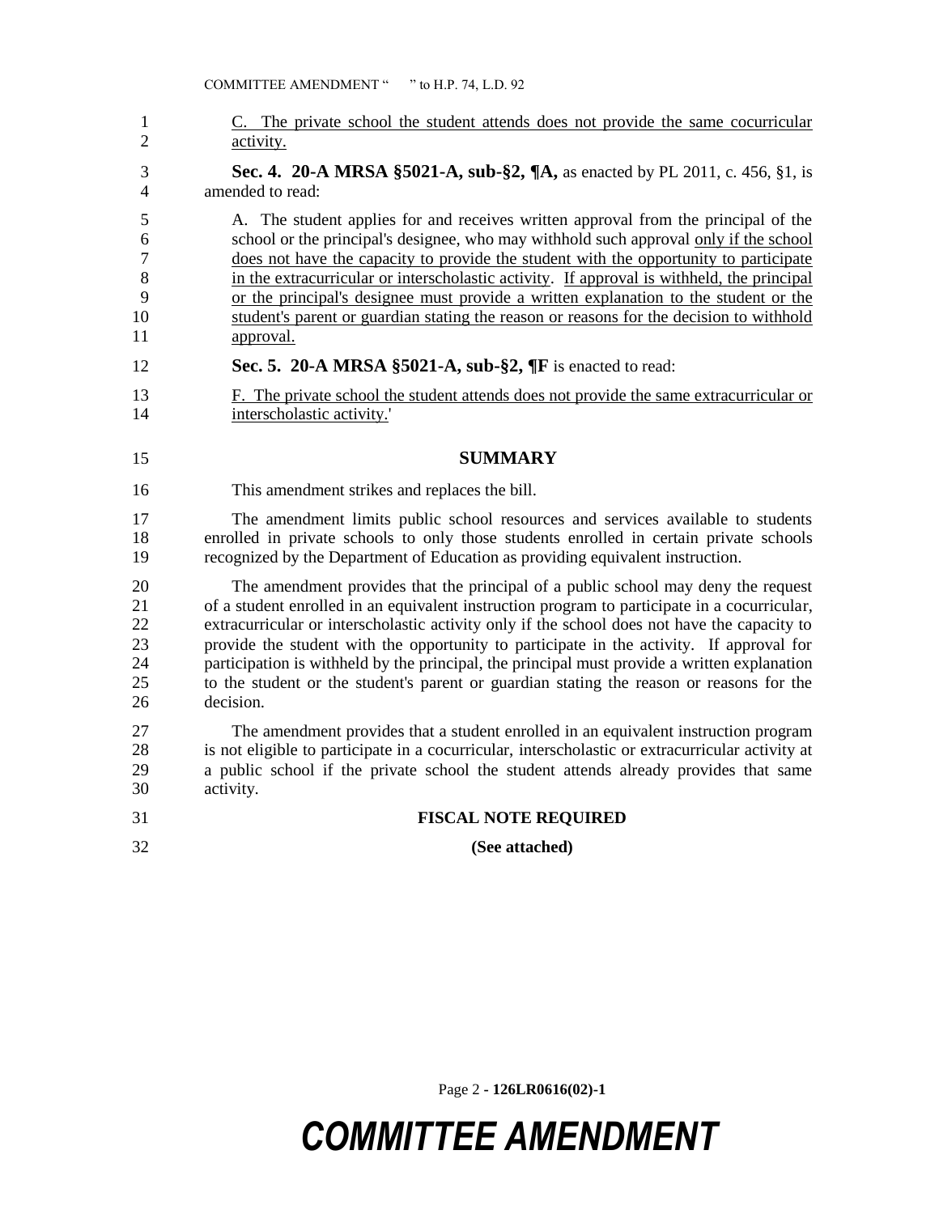C. The private school the student attends does not provide the same cocurricular activity.

**Sec. 4. 20-A MRSA §5021-A, sub-§2, ¶A,** as enacted by PL 2011, c. 456, §1, is amended to read:

A. The student applies for and receives written approval from the principal of the school or the principal's designee, who may withhold such approval only if the school does not have the capacity to provide the student with the opportunity to participate in the extracurricular or interscholastic activity. If approval is withheld, the principal or the principal's designee must provide a written explanation to the student or the student's parent or guardian stating the reason or reasons for the decision to withhold approval.

**Sec. 5. 20-A MRSA §5021-A, sub-§2, ¶F** is enacted to read:

F. The private school the student attends does not provide the same extracurricular or interscholastic activity.'

## SUMMARY

This amendment strikes and replaces the bill.

The amendment limits public school resources and services available to students enrolled in private schools to only those students enrolled in certain private schools recognized by the Department of Education as providing equivalent instruction.

The amendment provides that the principal of a public school may deny the request of a student enrolled in an equivalent instruction program to participate in a cocurricular, extracurricular or interscholastic activity only if the school does not have the capacity to provide the student with the opportunity to participate in the activity. If approval for participation is withheld by the principal, the principal must provide a written explanation to the student or the student's parent or guardian stating the reason or reasons for the decision.

The amendment provides that a student enrolled in an equivalent instruction program is not eligible to participate in a cocurricular, interscholastic or extracurricular activity at a public school if the private school the student attends already provides that same activity.

**FISCAL NOTE REQUIRED**

**(See attached)**